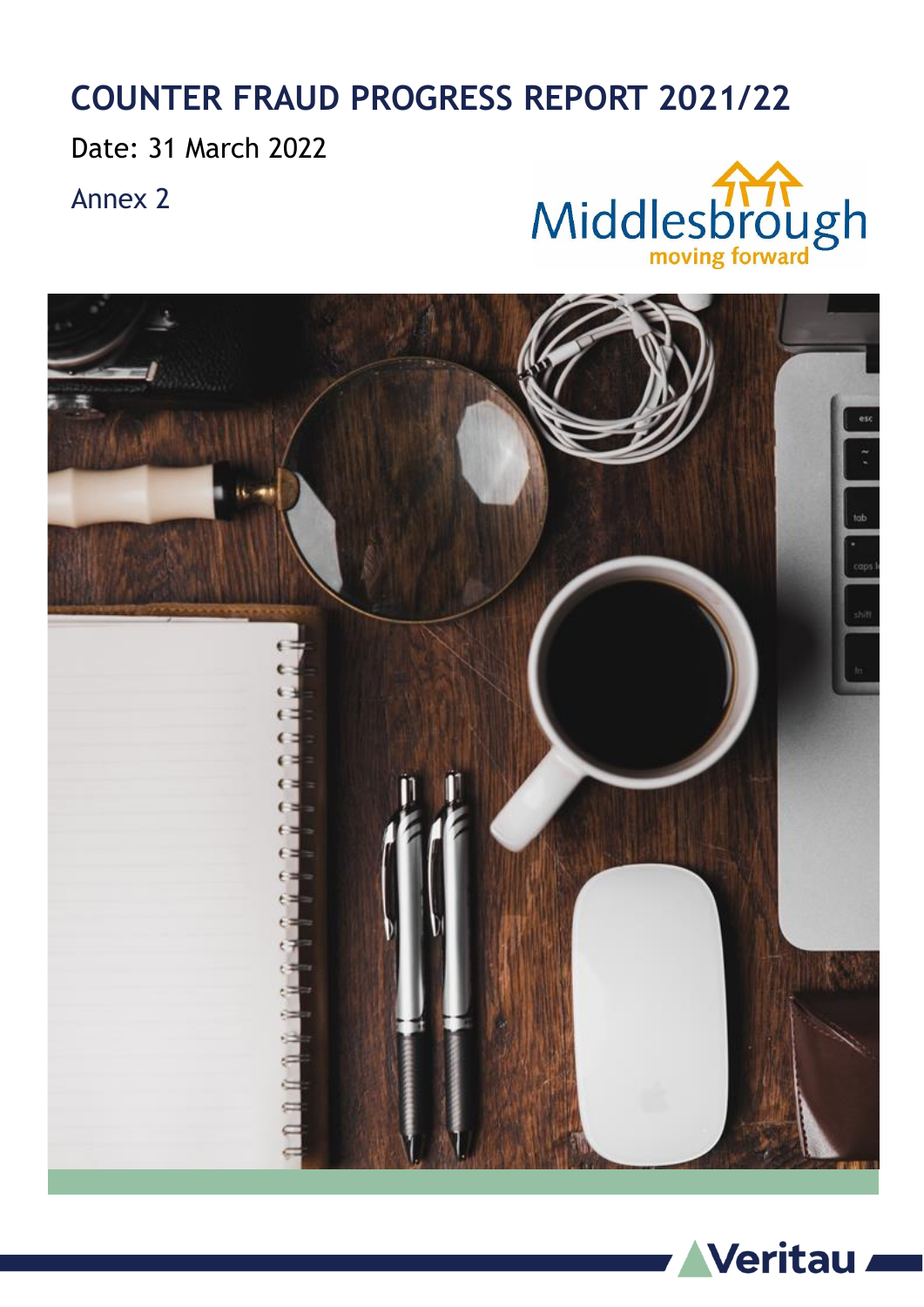# COUNTER FRAUD PROGRESS REPORT 2021/22

Date: 31 March 2022

Annex 2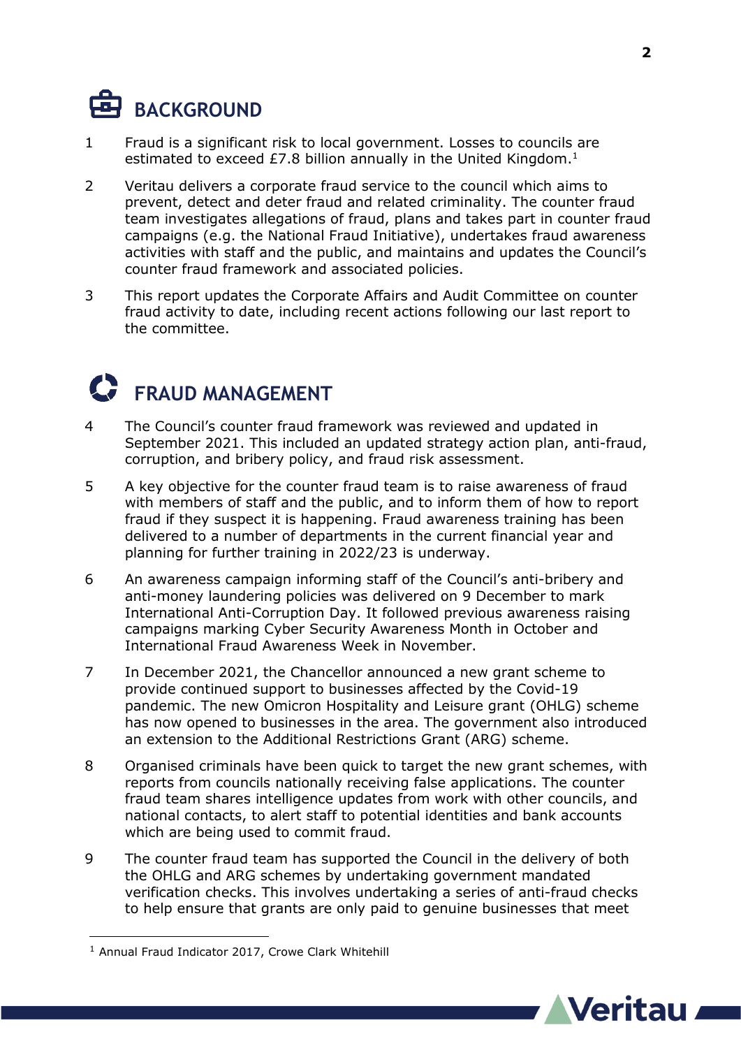## BACKGROUND

1 Fraud is a significant risk to local government. Losses to councils are estimated to exceed £7.8 billion annually in the United Kingdom.[1]

2 Veritau delivers a corporate fraud service to the council which aims to prevent, detect and deter fraud and related criminality. The counter fraud team investigates allegations of fraud, plans and takes part in counter fraud campaigns (e.g. the National Fraud Initiative), undertakes fraud awareness activities with staff and the public, and maintains and updates the Council's counter fraud framework and associated policies.

3 This report updates the Corporate Affairs and Audit Committee on counter fraud activity to date, including recent actions following our last report to the committee.

## FRAUD MANAGEMENT

4 The Council's counter fraud framework was reviewed and updated in September 2021. This included an updated strategy action plan, anti-fraud, corruption, and bribery policy, and fraud risk assessment.

5 A key objective for the counter fraud team is to raise awareness of fraud with members of staff and the public, and to inform them of how to report fraud if they suspect it is happening. Fraud awareness training has been delivered to a number of departments in the current financial year and planning for further training in 2022/23 is underway.

6 An awareness campaign informing staff of the Council's anti-bribery and anti-money laundering policies was delivered on 9 December to mark International Anti-Corruption Day. It followed previous awareness raising campaigns marking Cyber Security Awareness Month in October and International Fraud Awareness Week in November.

7 In December 2021, the Chancellor announced a new grant scheme to provide continued support to businesses affected by the Covid-19 pandemic. The new Omicron Hospitality and Leisure grant (OHLG) scheme has now opened to businesses in the area. The government also introduced an extension to the Additional Restrictions Grant (ARG) scheme.

8 Organised criminals have been quick to target the new grant schemes, with reports from councils nationally receiving false applications. The counter fraud team shares intelligence updates from work with other councils, and national contacts, to alert staff to potential identities and bank accounts which are being used to commit fraud.

9 The counter fraud team has supported the Council in the delivery of both the OHLG and ARG schemes by undertaking government mandated verification checks. This involves undertaking a series of anti-fraud checks to help ensure that grants are only paid to genuine businesses that meet

---

[1] Annual Fraud Indicator 2017, Crowe Clark Whitehill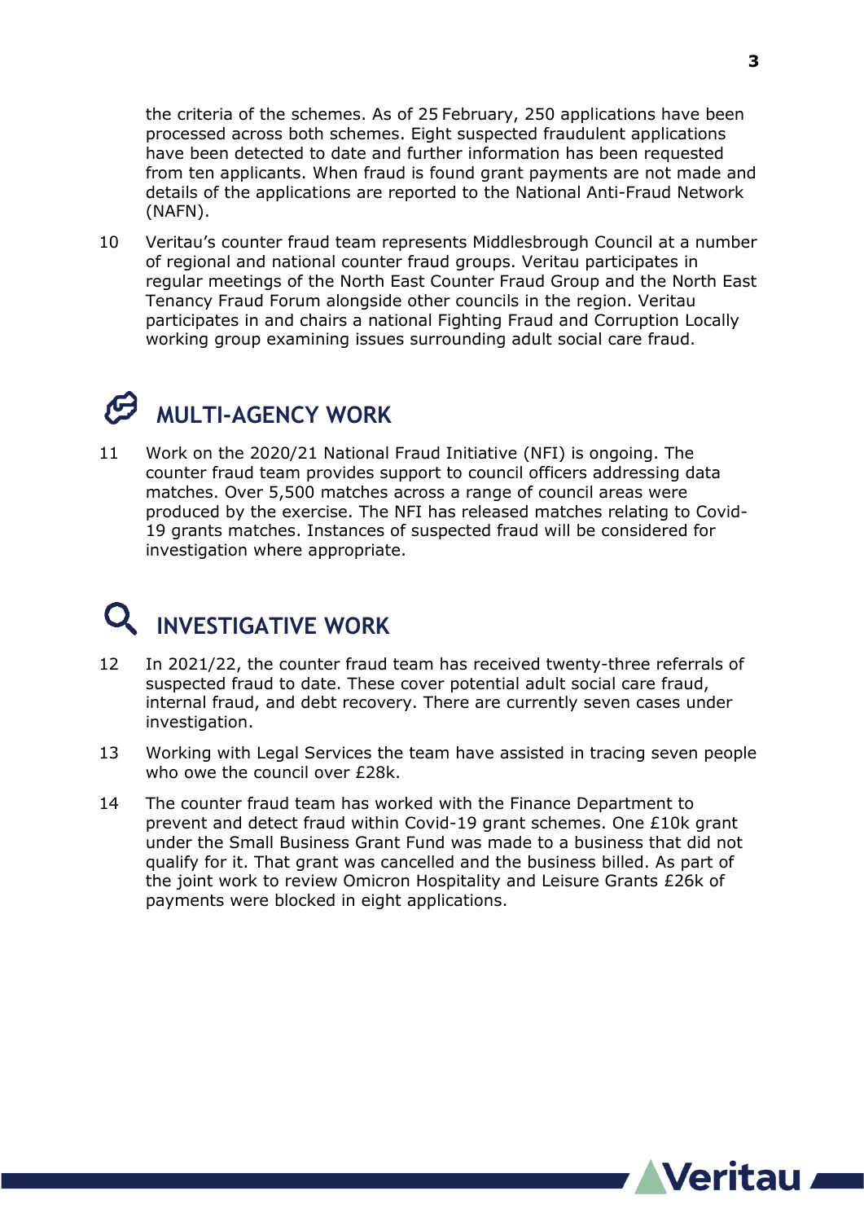the criteria of the schemes. As of 25 February, 250 applications have been processed across both schemes. Eight suspected fraudulent applications have been detected to date and further information has been requested from ten applicants. When fraud is found grant payments are not made and details of the applications are reported to the National Anti-Fraud Network (NAFN).

10 Veritau's counter fraud team represents Middlesbrough Council at a number of regional and national counter fraud groups. Veritau participates in regular meetings of the North East Counter Fraud Group and the North East Tenancy Fraud Forum alongside other councils in the region. Veritau participates in and chairs a national Fighting Fraud and Corruption Locally working group examining issues surrounding adult social care fraud.

## MULTI-AGENCY WORK

11 Work on the 2020/21 National Fraud Initiative (NFI) is ongoing. The counter fraud team provides support to council officers addressing data matches. Over 5,500 matches across a range of council areas were produced by the exercise. The NFI has released matches relating to Covid-19 grants matches. Instances of suspected fraud will be considered for investigation where appropriate.

## INVESTIGATIVE WORK

12 In 2021/22, the counter fraud team has received twenty-three referrals of suspected fraud to date. These cover potential adult social care fraud, internal fraud, and debt recovery. There are currently seven cases under investigation.

13 Working with Legal Services the team have assisted in tracing seven people who owe the council over £28k.

14 The counter fraud team has worked with the Finance Department to prevent and detect fraud within Covid-19 grant schemes. One £10k grant under the Small Business Grant Fund was made to a business that did not qualify for it. That grant was cancelled and the business billed. As part of the joint work to review Omicron Hospitality and Leisure Grants £26k of payments were blocked in eight applications.